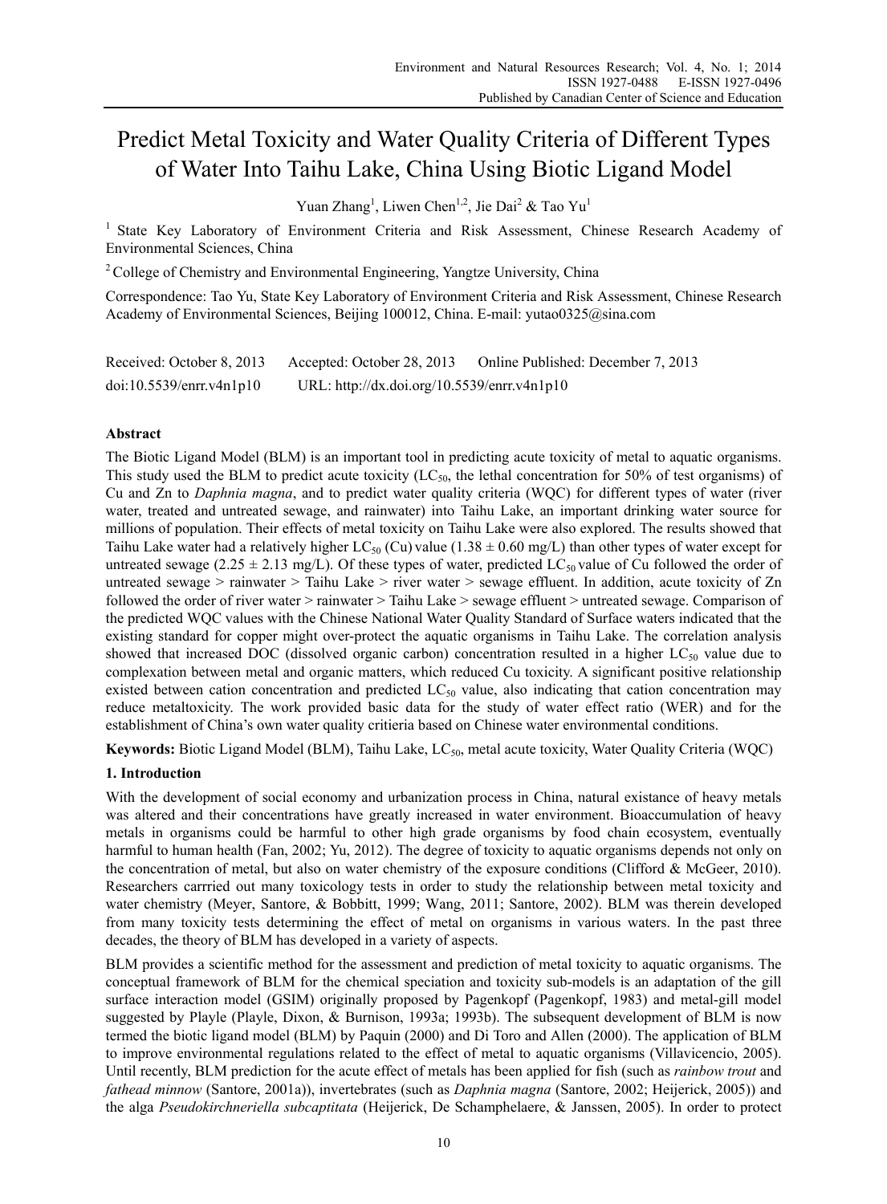# Predict Metal Toxicity and Water Quality Criteria of Different Types of Water Into Taihu Lake, China Using Biotic Ligand Model

Yuan Zhang[1], Liwen Chen[1,2], Jie Dai[2] & Tao Yu[1]

[1] State Key Laboratory of Environment Criteria and Risk Assessment, Chinese Research Academy of Environmental Sciences, China

[2] College of Chemistry and Environmental Engineering, Yangtze University, China

Correspondence: Tao Yu, State Key Laboratory of Environment Criteria and Risk Assessment, Chinese Research Academy of Environmental Sciences, Beijing 100012, China. E-mail: yutao0325@sina.com

Received: October 8, 2013 Accepted: October 28, 2013 Online Published: December 7, 2013

doi:10.5539/enrr.v4n1p10 URL: http://dx.doi.org/10.5539/enrr.v4n1p10

## Abstract

The Biotic Ligand Model (BLM) is an important tool in predicting acute toxicity of metal to aquatic organisms. This study used the BLM to predict acute toxicity ($LC_{50}$, the lethal concentration for 50% of test organisms) of Cu and Zn to *Daphnia magna*, and to predict water quality criteria (WQC) for different types of water (river water, treated and untreated sewage, and rainwater) into Taihu Lake, an important drinking water source for millions of population. Their effects of metal toxicity on Taihu Lake were also explored. The results showed that Taihu Lake water had a relatively higher $LC_{50}$ (Cu) value (1.38 ± 0.60 mg/L) than other types of water except for untreated sewage (2.25 ± 2.13 mg/L). Of these types of water, predicted $LC_{50}$ value of Cu followed the order of untreated sewage > rainwater > Taihu Lake > river water > sewage effluent. In addition, acute toxicity of Zn followed the order of river water > rainwater > Taihu Lake > sewage effluent > untreated sewage. Comparison of the predicted WQC values with the Chinese National Water Quality Standard of Surface waters indicated that the existing standard for copper might over-protect the aquatic organisms in Taihu Lake. The correlation analysis showed that increased DOC (dissolved organic carbon) concentration resulted in a higher $LC_{50}$ value due to complexation between metal and organic matters, which reduced Cu toxicity. A significant positive relationship existed between cation concentration and predicted $LC_{50}$ value, also indicating that cation concentration may reduce metaltoxicity. The work provided basic data for the study of water effect ratio (WER) and for the establishment of China's own water quality critieria based on Chinese water environmental conditions.

**Keywords:** Biotic Ligand Model (BLM), Taihu Lake, $LC_{50}$, metal acute toxicity, Water Quality Criteria (WQC)

## 1. Introduction

With the development of social economy and urbanization process in China, natural existance of heavy metals was altered and their concentrations have greatly increased in water environment. Bioaccumulation of heavy metals in organisms could be harmful to other high grade organisms by food chain ecosystem, eventually harmful to human health (Fan, 2002; Yu, 2012). The degree of toxicity to aquatic organisms depends not only on the concentration of metal, but also on water chemistry of the exposure conditions (Clifford & McGeer, 2010). Researchers carrried out many toxicology tests in order to study the relationship between metal toxicity and water chemistry (Meyer, Santore, & Bobbitt, 1999; Wang, 2011; Santore, 2002). BLM was therein developed from many toxicity tests determining the effect of metal on organisms in various waters. In the past three decades, the theory of BLM has developed in a variety of aspects.

BLM provides a scientific method for the assessment and prediction of metal toxicity to aquatic organisms. The conceptual framework of BLM for the chemical speciation and toxicity sub-models is an adaptation of the gill surface interaction model (GSIM) originally proposed by Pagenkopf (Pagenkopf, 1983) and metal-gill model suggested by Playle (Playle, Dixon, & Burnison, 1993a; 1993b). The subsequent development of BLM is now termed the biotic ligand model (BLM) by Paquin (2000) and Di Toro and Allen (2000). The application of BLM to improve environmental regulations related to the effect of metal to aquatic organisms (Villavicencio, 2005). Until recently, BLM prediction for the acute effect of metals has been applied for fish (such as *rainbow trout* and *fathead minnow* (Santore, 2001a)), invertebrates (such as *Daphnia magna* (Santore, 2002; Heijerick, 2005)) and the alga *Pseudokirchneriella subcaptitata* (Heijerick, De Schamphelaere, & Janssen, 2005). In order to protect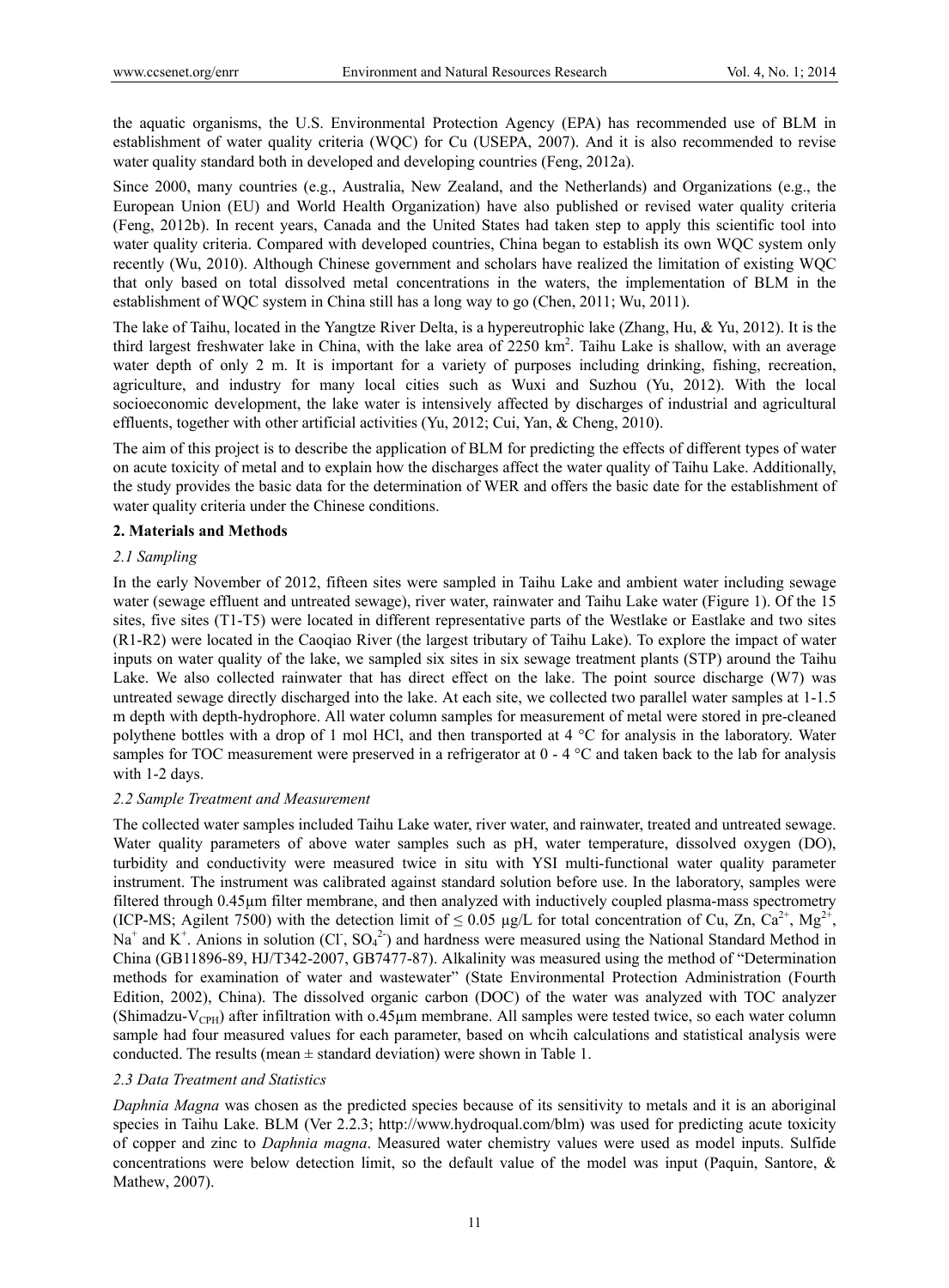the aquatic organisms, the U.S. Environmental Protection Agency (EPA) has recommended use of BLM in establishment of water quality criteria (WQC) for Cu (USEPA, 2007). And it is also recommended to revise water quality standard both in developed and developing countries (Feng, 2012a).

Since 2000, many countries (e.g., Australia, New Zealand, and the Netherlands) and Organizations (e.g., the European Union (EU) and World Health Organization) have also published or revised water quality criteria (Feng, 2012b). In recent years, Canada and the United States had taken step to apply this scientific tool into water quality criteria. Compared with developed countries, China began to establish its own WQC system only recently (Wu, 2010). Although Chinese government and scholars have realized the limitation of existing WQC that only based on total dissolved metal concentrations in the waters, the implementation of BLM in the establishment of WQC system in China still has a long way to go (Chen, 2011; Wu, 2011).

The lake of Taihu, located in the Yangtze River Delta, is a hypereutrophic lake (Zhang, Hu, & Yu, 2012). It is the third largest freshwater lake in China, with the lake area of 2250 $km^2$. Taihu Lake is shallow, with an average water depth of only 2 m. It is important for a variety of purposes including drinking, fishing, recreation, agriculture, and industry for many local cities such as Wuxi and Suzhou (Yu, 2012). With the local socioeconomic development, the lake water is intensively affected by discharges of industrial and agricultural effluents, together with other artificial activities (Yu, 2012; Cui, Yan, & Cheng, 2010).

The aim of this project is to describe the application of BLM for predicting the effects of different types of water on acute toxicity of metal and to explain how the discharges affect the water quality of Taihu Lake. Additionally, the study provides the basic data for the determination of WER and offers the basic date for the establishment of water quality criteria under the Chinese conditions.

## 2. Materials and Methods

### *2.1 Sampling*

In the early November of 2012, fifteen sites were sampled in Taihu Lake and ambient water including sewage water (sewage effluent and untreated sewage), river water, rainwater and Taihu Lake water (Figure 1). Of the 15 sites, five sites (T1-T5) were located in different representative parts of the Westlake or Eastlake and two sites (R1-R2) were located in the Caoqiao River (the largest tributary of Taihu Lake). To explore the impact of water inputs on water quality of the lake, we sampled six sites in six sewage treatment plants (STP) around the Taihu Lake. We also collected rainwater that has direct effect on the lake. The point source discharge (W7) was untreated sewage directly discharged into the lake. At each site, we collected two parallel water samples at 1-1.5 m depth with depth-hydrophore. All water column samples for measurement of metal were stored in pre-cleaned polythene bottles with a drop of 1 mol HCl, and then transported at 4 °C for analysis in the laboratory. Water samples for TOC measurement were preserved in a refrigerator at 0 - 4 °C and taken back to the lab for analysis with 1-2 days.

### *2.2 Sample Treatment and Measurement*

The collected water samples included Taihu Lake water, river water, and rainwater, treated and untreated sewage. Water quality parameters of above water samples such as pH, water temperature, dissolved oxygen (DO), turbidity and conductivity were measured twice in situ with YSI multi-functional water quality parameter instrument. The instrument was calibrated against standard solution before use. In the laboratory, samples were filtered through 0.45μm filter membrane, and then analyzed with inductively coupled plasma-mass spectrometry (ICP-MS; Agilent 7500) with the detection limit of ≤ 0.05 μg/L for total concentration of Cu, Zn, $Ca^{2+}$, $Mg^{2+}$, $Na^{+}$ and $K^{+}$. Anions in solution ($Cl^{-}$, $SO_4^{2-}$) and hardness were measured using the National Standard Method in China (GB11896-89, HJ/T342-2007, GB7477-87). Alkalinity was measured using the method of "Determination methods for examination of water and wastewater" (State Environmental Protection Administration (Fourth Edition, 2002), China). The dissolved organic carbon (DOC) of the water was analyzed with TOC analyzer (Shimadzu-$V_{CPH}$) after infiltration with o.45μm membrane. All samples were tested twice, so each water column sample had four measured values for each parameter, based on whcih calculations and statistical analysis were conducted. The results (mean ± standard deviation) were shown in Table 1.

### *2.3 Data Treatment and Statistics*

*Daphnia Magna* was chosen as the predicted species because of its sensitivity to metals and it is an aboriginal species in Taihu Lake. BLM (Ver 2.2.3; http://www.hydroqual.com/blm) was used for predicting acute toxicity of copper and zinc to *Daphnia magna*. Measured water chemistry values were used as model inputs. Sulfide concentrations were below detection limit, so the default value of the model was input (Paquin, Santore, & Mathew, 2007).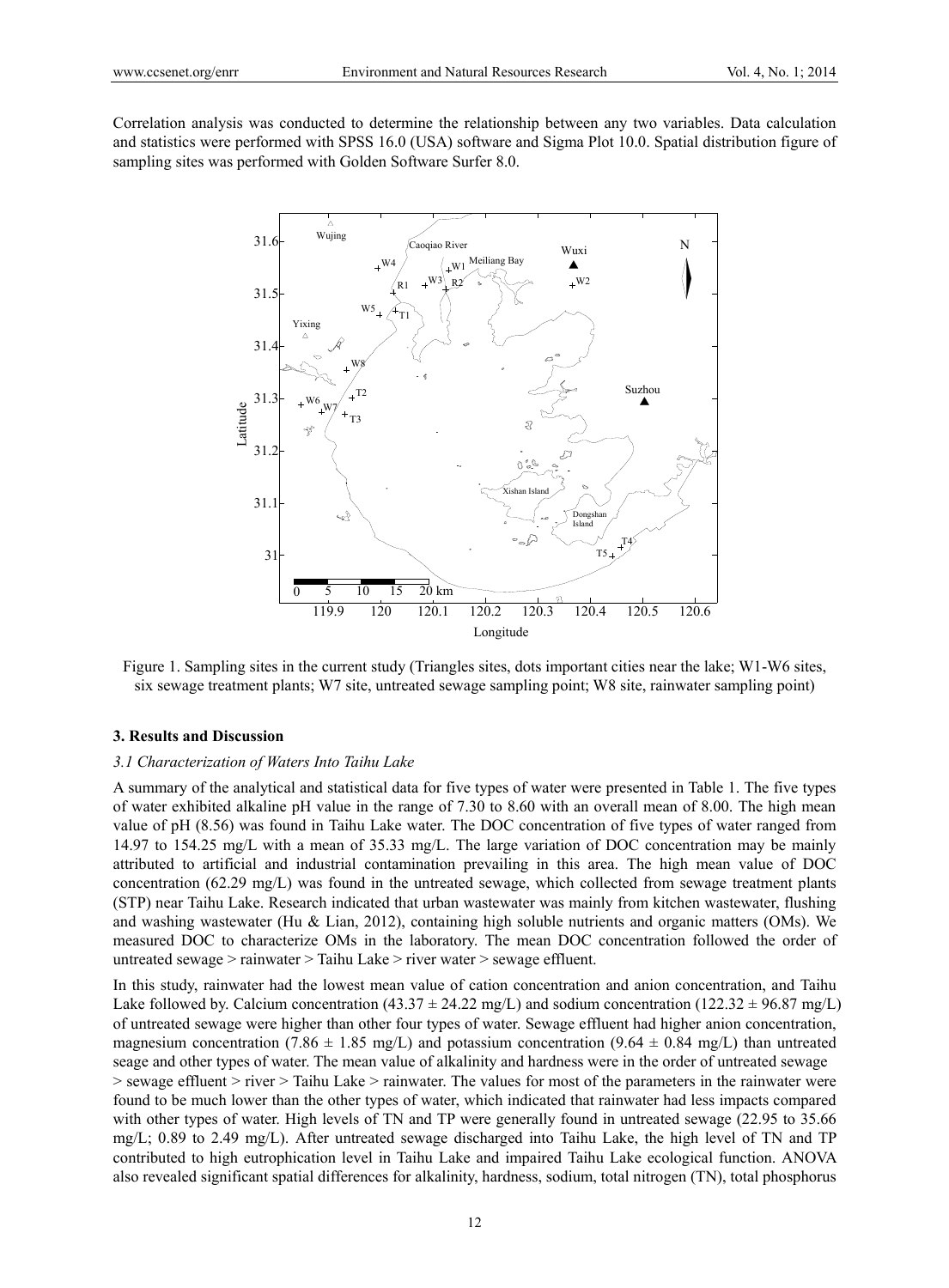Correlation analysis was conducted to determine the relationship between any two variables. Data calculation and statistics were performed with SPSS 16.0 (USA) software and Sigma Plot 10.0. Spatial distribution figure of sampling sites was performed with Golden Software Surfer 8.0.

Figure 1. Sampling sites in the current study (Triangles sites, dots important cities near the lake; W1-W6 sites, six sewage treatment plants; W7 site, untreated sewage sampling point; W8 site, rainwater sampling point)

## 3. Results and Discussion

### *3.1 Characterization of Waters Into Taihu Lake*

A summary of the analytical and statistical data for five types of water were presented in Table 1. The five types of water exhibited alkaline pH value in the range of 7.30 to 8.60 with an overall mean of 8.00. The high mean value of pH (8.56) was found in Taihu Lake water. The DOC concentration of five types of water ranged from 14.97 to 154.25 mg/L with a mean of 35.33 mg/L. The large variation of DOC concentration may be mainly attributed to artificial and industrial contamination prevailing in this area. The high mean value of DOC concentration (62.29 mg/L) was found in the untreated sewage, which collected from sewage treatment plants (STP) near Taihu Lake. Research indicated that urban wastewater was mainly from kitchen wastewater, flushing and washing wastewater (Hu & Lian, 2012), containing high soluble nutrients and organic matters (OMs). We measured DOC to characterize OMs in the laboratory. The mean DOC concentration followed the order of untreated sewage > rainwater > Taihu Lake > river water > sewage effluent.

In this study, rainwater had the lowest mean value of cation concentration and anion concentration, and Taihu Lake followed by. Calcium concentration (43.37 ± 24.22 mg/L) and sodium concentration (122.32 ± 96.87 mg/L) of untreated sewage were higher than other four types of water. Sewage effluent had higher anion concentration, magnesium concentration (7.86 ± 1.85 mg/L) and potassium concentration (9.64 ± 0.84 mg/L) than untreated seage and other types of water. The mean value of alkalinity and hardness were in the order of untreated sewage > sewage effluent > river > Taihu Lake > rainwater. The values for most of the parameters in the rainwater were found to be much lower than the other types of water, which indicated that rainwater had less impacts compared with other types of water. High levels of TN and TP were generally found in untreated sewage (22.95 to 35.66 mg/L; 0.89 to 2.49 mg/L). After untreated sewage discharged into Taihu Lake, the high level of TN and TP contributed to high eutrophication level in Taihu Lake and impaired Taihu Lake ecological function. ANOVA also revealed significant spatial differences for alkalinity, hardness, sodium, total nitrogen (TN), total phosphorus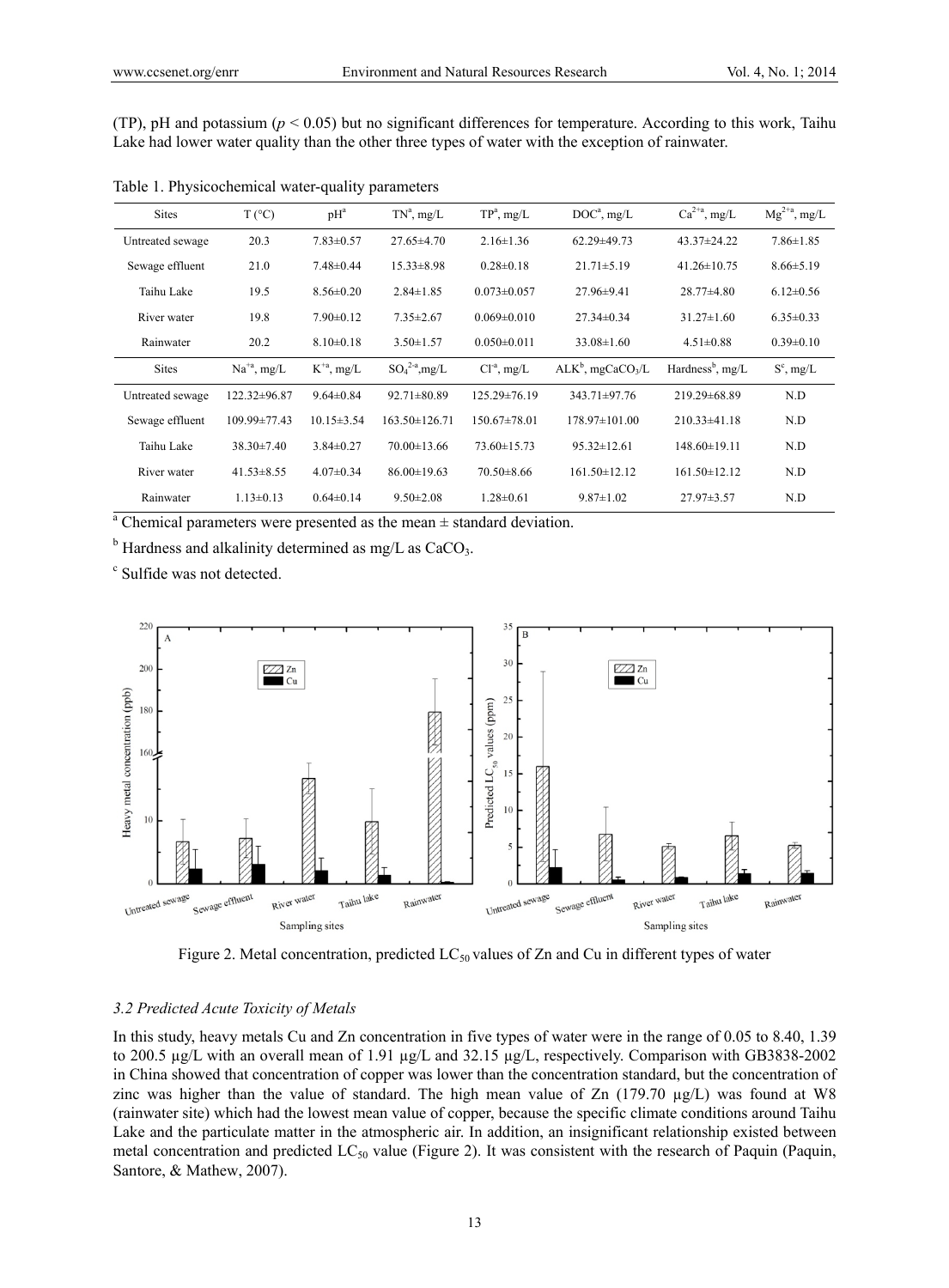(TP), pH and potassium ($p < 0.05$) but no significant differences for temperature. According to this work, Taihu Lake had lower water quality than the other three types of water with the exception of rainwater.

Table 1. Physicochemical water-quality parameters

| Sites | T (°C) | pH[a] | TN[a], mg/L | TP[a], mg/L | DOC[a], mg/L | $Ca^{2+}$[a], mg/L | $Mg^{2+}$[a], mg/L |
|---|---|---|---|---|---|---|---|
| Untreated sewage | 20.3 | 7.83±0.57 | 27.65±4.70 | 2.16±1.36 | 62.29±49.73 | 43.37±24.22 | 7.86±1.85 |
| Sewage effluent | 21.0 | 7.48±0.44 | 15.33±8.98 | 0.28±0.18 | 21.71±5.19 | 41.26±10.75 | 8.66±5.19 |
| Taihu Lake | 19.5 | 8.56±0.20 | 2.84±1.85 | 0.073±0.057 | 27.96±9.41 | 28.77±4.80 | 6.12±0.56 |
| River water | 19.8 | 7.90±0.12 | 7.35±2.67 | 0.069±0.010 | 27.34±0.34 | 31.27±1.60 | 6.35±0.33 |
| Rainwater | 20.2 | 8.10±0.18 | 3.50±1.57 | 0.050±0.011 | 33.08±1.60 | 4.51±0.88 | 0.39±0.10 |
| **Sites** | **$Na^{+}$[a], mg/L** | **$K^{+}$[a], mg/L** | **$SO_4^{2-}$[a], mg/L** | **$Cl^{-}$[a], mg/L** | **ALK[b], mg$CaCO_3$/L** | **Hardness[b], mg/L** | **S[c], mg/L** |
| Untreated sewage | 122.32±96.87 | 9.64±0.84 | 92.71±80.89 | 125.29±76.19 | 343.71±97.76 | 219.29±68.89 | N.D |
| Sewage effluent | 109.99±77.43 | 10.15±3.54 | 163.50±126.71 | 150.67±78.01 | 178.97±101.00 | 210.33±41.18 | N.D |
| Taihu Lake | 38.30±7.40 | 3.84±0.27 | 70.00±13.66 | 73.60±15.73 | 95.32±12.61 | 148.60±19.11 | N.D |
| River water | 41.53±8.55 | 4.07±0.34 | 86.00±19.63 | 70.50±8.66 | 161.50±12.12 | 161.50±12.12 | N.D |
| Rainwater | 1.13±0.13 | 0.64±0.14 | 9.50±2.08 | 1.28±0.61 | 9.87±1.02 | 27.97±3.57 | N.D |

[a] Chemical parameters were presented as the mean ± standard deviation.

[b] Hardness and alkalinity determined as mg/L as $CaCO_3$.

[c] Sulfide was not detected.

Figure 2. Metal concentration, predicted $LC_{50}$ values of Zn and Cu in different types of water

### 3.2 Predicted Acute Toxicity of Metals

In this study, heavy metals Cu and Zn concentration in five types of water were in the range of 0.05 to 8.40, 1.39 to 200.5 µg/L with an overall mean of 1.91 µg/L and 32.15 µg/L, respectively. Comparison with GB3838-2002 in China showed that concentration of copper was lower than the concentration standard, but the concentration of zinc was higher than the value of standard. The high mean value of Zn (179.70 µg/L) was found at W8 (rainwater site) which had the lowest mean value of copper, because the specific climate conditions around Taihu Lake and the particulate matter in the atmospheric air. In addition, an insignificant relationship existed between metal concentration and predicted $LC_{50}$ value (Figure 2). It was consistent with the research of Paquin (Paquin, Santore, & Mathew, 2007).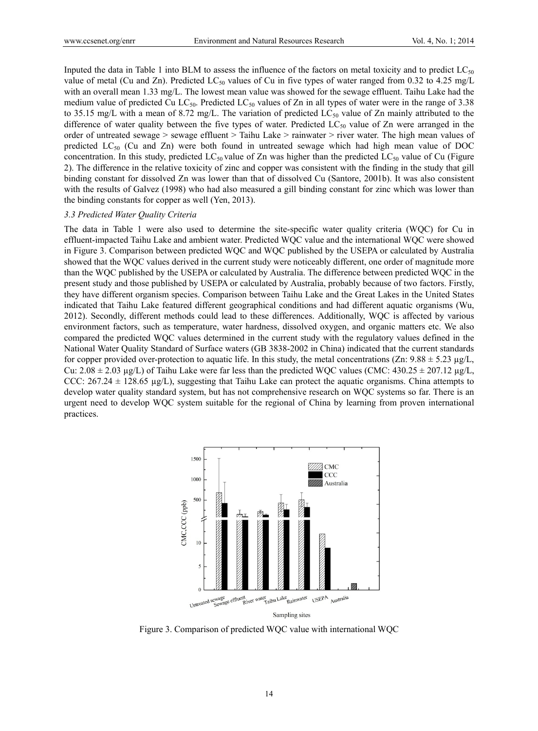Inputed the data in Table 1 into BLM to assess the influence of the factors on metal toxicity and to predict $LC_{50}$ value of metal (Cu and Zn). Predicted $LC_{50}$ values of Cu in five types of water ranged from 0.32 to 4.25 mg/L with an overall mean 1.33 mg/L. The lowest mean value was showed for the sewage effluent. Taihu Lake had the medium value of predicted Cu $LC_{50}$. Predicted $LC_{50}$ values of Zn in all types of water were in the range of 3.38 to 35.15 mg/L with a mean of 8.72 mg/L. The variation of predicted $LC_{50}$ value of Zn mainly attributed to the difference of water quality between the five types of water. Predicted $LC_{50}$ value of Zn were arranged in the order of untreated sewage > sewage effluent > Taihu Lake > rainwater > river water. The high mean values of predicted $LC_{50}$ (Cu and Zn) were both found in untreated sewage which had high mean value of DOC concentration. In this study, predicted $LC_{50}$ value of Zn was higher than the predicted $LC_{50}$ value of Cu (Figure 2). The difference in the relative toxicity of zinc and copper was consistent with the finding in the study that gill binding constant for dissolved Zn was lower than that of dissolved Cu (Santore, 2001b). It was also consistent with the results of Galvez (1998) who had also measured a gill binding constant for zinc which was lower than the binding constants for copper as well (Yen, 2013).

### *3.3 Predicted Water Quality Criteria*

The data in Table 1 were also used to determine the site-specific water quality criteria (WQC) for Cu in effluent-impacted Taihu Lake and ambient water. Predicted WQC value and the international WQC were showed in Figure 3. Comparison between predicted WQC and WQC published by the USEPA or calculated by Australia showed that the WQC values derived in the current study were noticeably different, one order of magnitude more than the WQC published by the USEPA or calculated by Australia. The difference between predicted WQC in the present study and those published by USEPA or calculated by Australia, probably because of two factors. Firstly, they have different organism species. Comparison between Taihu Lake and the Great Lakes in the United States indicated that Taihu Lake featured different geographical conditions and had different aquatic organisms (Wu, 2012). Secondly, different methods could lead to these differences. Additionally, WQC is affected by various environment factors, such as temperature, water hardness, dissolved oxygen, and organic matters etc. We also compared the predicted WQC values determined in the current study with the regulatory values defined in the National Water Quality Standard of Surface waters (GB 3838-2002 in China) indicated that the current standards for copper provided over-protection to aquatic life. In this study, the metal concentrations (Zn: 9.88 ± 5.23 μg/L, Cu: 2.08 ± 2.03 μg/L) of Taihu Lake were far less than the predicted WQC values (CMC: 430.25 ± 207.12 μg/L, CCC: 267.24 ± 128.65 μg/L), suggesting that Taihu Lake can protect the aquatic organisms. China attempts to develop water quality standard system, but has not comprehensive research on WQC systems so far. There is an urgent need to develop WQC system suitable for the regional of China by learning from proven international practices.

Figure 3. Comparison of predicted WQC value with international WQC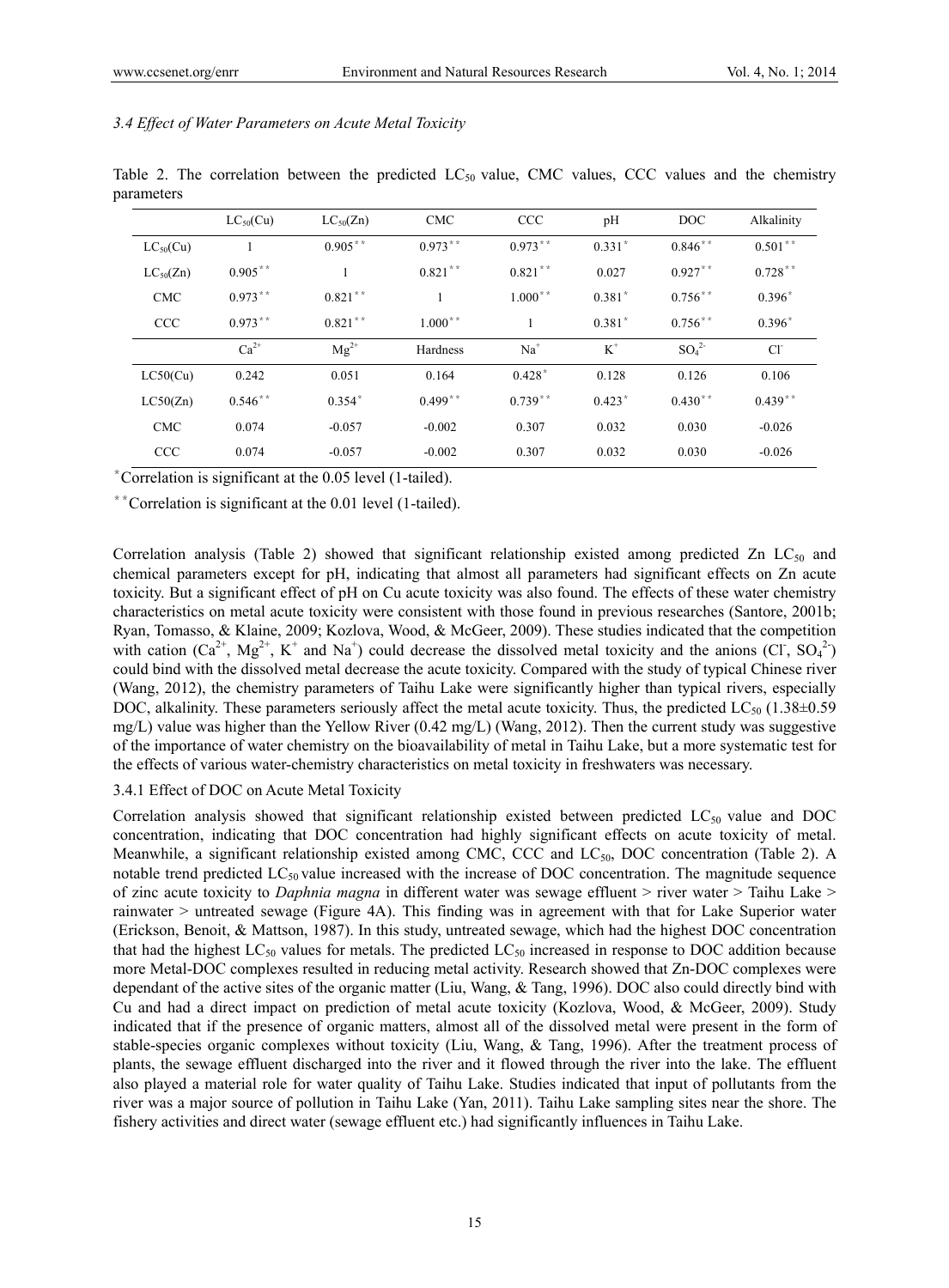*3.4 Effect of Water Parameters on Acute Metal Toxicity*

Table 2. The correlation between the predicted $LC_{50}$ value, CMC values, CCC values and the chemistry parameters

| | $LC_{50}$(Cu) | $LC_{50}$(Zn) | CMC | CCC | pH | DOC | Alkalinity |
|---|---|---|---|---|---|---|---|
| $LC_{50}$(Cu) | 1 | 0.905** | 0.973** | 0.973** | 0.331* | 0.846** | 0.501** |
| $LC_{50}$(Zn) | 0.905** | 1 | 0.821** | 0.821** | 0.027 | 0.927** | 0.728** |
| CMC | 0.973** | 0.821** | 1 | 1.000** | 0.381* | 0.756** | 0.396* |
| CCC | 0.973** | 0.821** | 1.000** | 1 | 0.381* | 0.756** | 0.396* |
| | $Ca^{2+}$ | $Mg^{2+}$ | Hardness | $Na^{+}$ | $K^{+}$ | $SO_4^{2-}$ | $Cl^{-}$ |
| LC50(Cu) | 0.242 | 0.051 | 0.164 | 0.428* | 0.128 | 0.126 | 0.106 |
| LC50(Zn) | 0.546** | 0.354* | 0.499** | 0.739** | 0.423* | 0.430** | 0.439** |
| CMC | 0.074 | -0.057 | -0.002 | 0.307 | 0.032 | 0.030 | -0.026 |
| CCC | 0.074 | -0.057 | -0.002 | 0.307 | 0.032 | 0.030 | -0.026 |

*Correlation is significant at the 0.05 level (1-tailed).

**Correlation is significant at the 0.01 level (1-tailed).

Correlation analysis (Table 2) showed that significant relationship existed among predicted Zn $LC_{50}$ and chemical parameters except for pH, indicating that almost all parameters had significant effects on Zn acute toxicity. But a significant effect of pH on Cu acute toxicity was also found. The effects of these water chemistry characteristics on metal acute toxicity were consistent with those found in previous researches (Santore, 2001b; Ryan, Tomasso, & Klaine, 2009; Kozlova, Wood, & McGeer, 2009). These studies indicated that the competition with cation ($Ca^{2+}$, $Mg^{2+}$, $K^{+}$ and $Na^{+}$) could decrease the dissolved metal toxicity and the anions ($Cl^{-}$, $SO_4^{2-}$) could bind with the dissolved metal decrease the acute toxicity. Compared with the study of typical Chinese river (Wang, 2012), the chemistry parameters of Taihu Lake were significantly higher than typical rivers, especially DOC, alkalinity. These parameters seriously affect the metal acute toxicity. Thus, the predicted $LC_{50}$ (1.38±0.59 mg/L) value was higher than the Yellow River (0.42 mg/L) (Wang, 2012). Then the current study was suggestive of the importance of water chemistry on the bioavailability of metal in Taihu Lake, but a more systematic test for the effects of various water-chemistry characteristics on metal toxicity in freshwaters was necessary.

3.4.1 Effect of DOC on Acute Metal Toxicity

Correlation analysis showed that significant relationship existed between predicted $LC_{50}$ value and DOC concentration, indicating that DOC concentration had highly significant effects on acute toxicity of metal. Meanwhile, a significant relationship existed among CMC, CCC and $LC_{50}$, DOC concentration (Table 2). A notable trend predicted $LC_{50}$ value increased with the increase of DOC concentration. The magnitude sequence of zinc acute toxicity to *Daphnia magna* in different water was sewage effluent > river water > Taihu Lake > rainwater > untreated sewage (Figure 4A). This finding was in agreement with that for Lake Superior water (Erickson, Benoit, & Mattson, 1987). In this study, untreated sewage, which had the highest DOC concentration that had the highest $LC_{50}$ values for metals. The predicted $LC_{50}$ increased in response to DOC addition because more Metal-DOC complexes resulted in reducing metal activity. Research showed that Zn-DOC complexes were dependant of the active sites of the organic matter (Liu, Wang, & Tang, 1996). DOC also could directly bind with Cu and had a direct impact on prediction of metal acute toxicity (Kozlova, Wood, & McGeer, 2009). Study indicated that if the presence of organic matters, almost all of the dissolved metal were present in the form of stable-species organic complexes without toxicity (Liu, Wang, & Tang, 1996). After the treatment process of plants, the sewage effluent discharged into the river and it flowed through the river into the lake. The effluent also played a material role for water quality of Taihu Lake. Studies indicated that input of pollutants from the river was a major source of pollution in Taihu Lake (Yan, 2011). Taihu Lake sampling sites near the shore. The fishery activities and direct water (sewage effluent etc.) had significantly influences in Taihu Lake.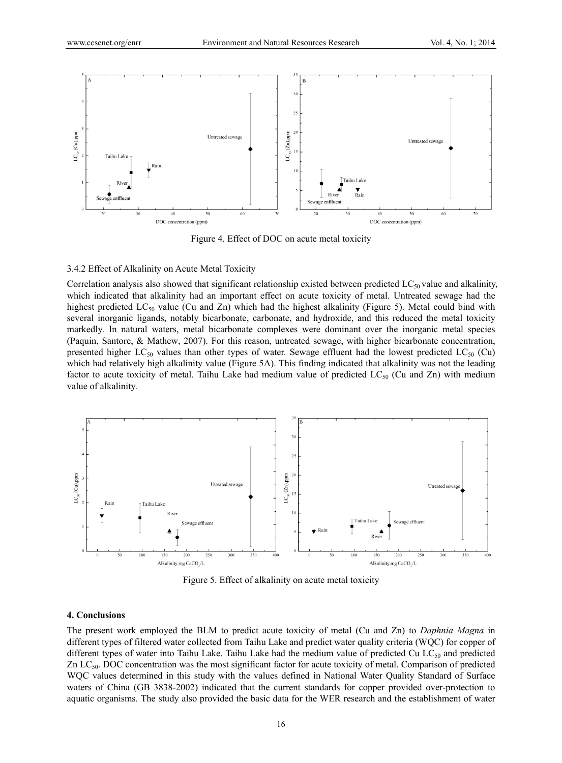Figure 4. Effect of DOC on acute metal toxicity

3.4.2 Effect of Alkalinity on Acute Metal Toxicity

Correlation analysis also showed that significant relationship existed between predicted $LC_{50}$ value and alkalinity, which indicated that alkalinity had an important effect on acute toxicity of metal. Untreated sewage had the highest predicted $LC_{50}$ value (Cu and Zn) which had the highest alkalinity (Figure 5). Metal could bind with several inorganic ligands, notably bicarbonate, carbonate, and hydroxide, and this reduced the metal toxicity markedly. In natural waters, metal bicarbonate complexes were dominant over the inorganic metal species (Paquin, Santore, & Mathew, 2007). For this reason, untreated sewage, with higher bicarbonate concentration, presented higher $LC_{50}$ values than other types of water. Sewage effluent had the lowest predicted $LC_{50}$ (Cu) which had relatively high alkalinity value (Figure 5A). This finding indicated that alkalinity was not the leading factor to acute toxicity of metal. Taihu Lake had medium value of predicted $LC_{50}$ (Cu and Zn) with medium value of alkalinity.

Figure 5. Effect of alkalinity on acute metal toxicity

## 4. Conclusions

The present work employed the BLM to predict acute toxicity of metal (Cu and Zn) to *Daphnia Magna* in different types of filtered water collected from Taihu Lake and predict water quality criteria (WQC) for copper of different types of water into Taihu Lake. Taihu Lake had the medium value of predicted Cu $LC_{50}$ and predicted Zn $LC_{50}$. DOC concentration was the most significant factor for acute toxicity of metal. Comparison of predicted WQC values determined in this study with the values defined in National Water Quality Standard of Surface waters of China (GB 3838-2002) indicated that the current standards for copper provided over-protection to aquatic organisms. The study also provided the basic data for the WER research and the establishment of water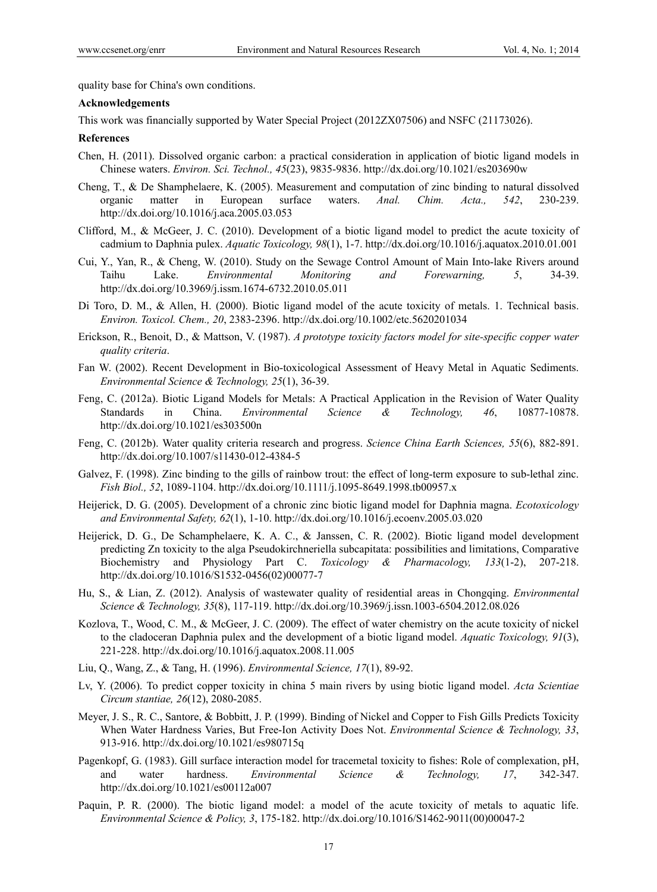quality base for China's own conditions.

**Acknowledgements**

This work was financially supported by Water Special Project (2012ZX07506) and NSFC (21173026).

**References**

Chen, H. (2011). Dissolved organic carbon: a practical consideration in application of biotic ligand models in Chinese waters. *Environ. Sci. Technol., 45*(23), 9835-9836. http://dx.doi.org/10.1021/es203690w

Cheng, T., & De Shamphelaere, K. (2005). Measurement and computation of zinc binding to natural dissolved organic matter in European surface waters. *Anal. Chim. Acta., 542*, 230-239. http://dx.doi.org/10.1016/j.aca.2005.03.053

Clifford, M., & McGeer, J. C. (2010). Development of a biotic ligand model to predict the acute toxicity of cadmium to Daphnia pulex. *Aquatic Toxicology, 98*(1), 1-7. http://dx.doi.org/10.1016/j.aquatox.2010.01.001

Cui, Y., Yan, R., & Cheng, W. (2010). Study on the Sewage Control Amount of Main Into-lake Rivers around Taihu Lake. *Environmental Monitoring and Forewarning, 5*, 34-39. http://dx.doi.org/10.3969/j.issm.1674-6732.2010.05.011

Di Toro, D. M., & Allen, H. (2000). Biotic ligand model of the acute toxicity of metals. 1. Technical basis. *Environ. Toxicol. Chem., 20*, 2383-2396. http://dx.doi.org/10.1002/etc.5620201034

Erickson, R., Benoit, D., & Mattson, V. (1987). *A prototype toxicity factors model for site-specific copper water quality criteria*.

Fan W. (2002). Recent Development in Bio-toxicological Assessment of Heavy Metal in Aquatic Sediments. *Environmental Science & Technology, 25*(1), 36-39.

Feng, C. (2012a). Biotic Ligand Models for Metals: A Practical Application in the Revision of Water Quality Standards in China. *Environmental Science & Technology, 46*, 10877-10878. http://dx.doi.org/10.1021/es303500n

Feng, C. (2012b). Water quality criteria research and progress. *Science China Earth Sciences, 55*(6), 882-891. http://dx.doi.org/10.1007/s11430-012-4384-5

Galvez, F. (1998). Zinc binding to the gills of rainbow trout: the effect of long-term exposure to sub-lethal zinc. *Fish Biol., 52*, 1089-1104. http://dx.doi.org/10.1111/j.1095-8649.1998.tb00957.x

Heijerick, D. G. (2005). Development of a chronic zinc biotic ligand model for Daphnia magna. *Ecotoxicology and Environmental Safety, 62*(1), 1-10. http://dx.doi.org/10.1016/j.ecoenv.2005.03.020

Heijerick, D. G., De Schamphelaere, K. A. C., & Janssen, C. R. (2002). Biotic ligand model development predicting Zn toxicity to the alga Pseudokirchneriella subcapitata: possibilities and limitations, Comparative Biochemistry and Physiology Part C. *Toxicology & Pharmacology, 133*(1-2), 207-218. http://dx.doi.org/10.1016/S1532-0456(02)00077-7

Hu, S., & Lian, Z. (2012). Analysis of wastewater quality of residential areas in Chongqing. *Environmental Science & Technology, 35*(8), 117-119. http://dx.doi.org/10.3969/j.issn.1003-6504.2012.08.026

Kozlova, T., Wood, C. M., & McGeer, J. C. (2009). The effect of water chemistry on the acute toxicity of nickel to the cladoceran Daphnia pulex and the development of a biotic ligand model. *Aquatic Toxicology, 91*(3), 221-228. http://dx.doi.org/10.1016/j.aquatox.2008.11.005

Liu, Q., Wang, Z., & Tang, H. (1996). *Environmental Science, 17*(1), 89-92.

Lv, Y. (2006). To predict copper toxicity in china 5 main rivers by using biotic ligand model. *Acta Scientiae Circum stantiae, 26*(12), 2080-2085.

Meyer, J. S., R. C., Santore, & Bobbitt, J. P. (1999). Binding of Nickel and Copper to Fish Gills Predicts Toxicity When Water Hardness Varies, But Free-Ion Activity Does Not. *Environmental Science & Technology, 33*, 913-916. http://dx.doi.org/10.1021/es980715q

Pagenkopf, G. (1983). Gill surface interaction model for tracemetal toxicity to fishes: Role of complexation, pH, and water hardness. *Environmental Science & Technology, 17*, 342-347. http://dx.doi.org/10.1021/es00112a007

Paquin, P. R. (2000). The biotic ligand model: a model of the acute toxicity of metals to aquatic life. *Environmental Science & Policy, 3*, 175-182. http://dx.doi.org/10.1016/S1462-9011(00)00047-2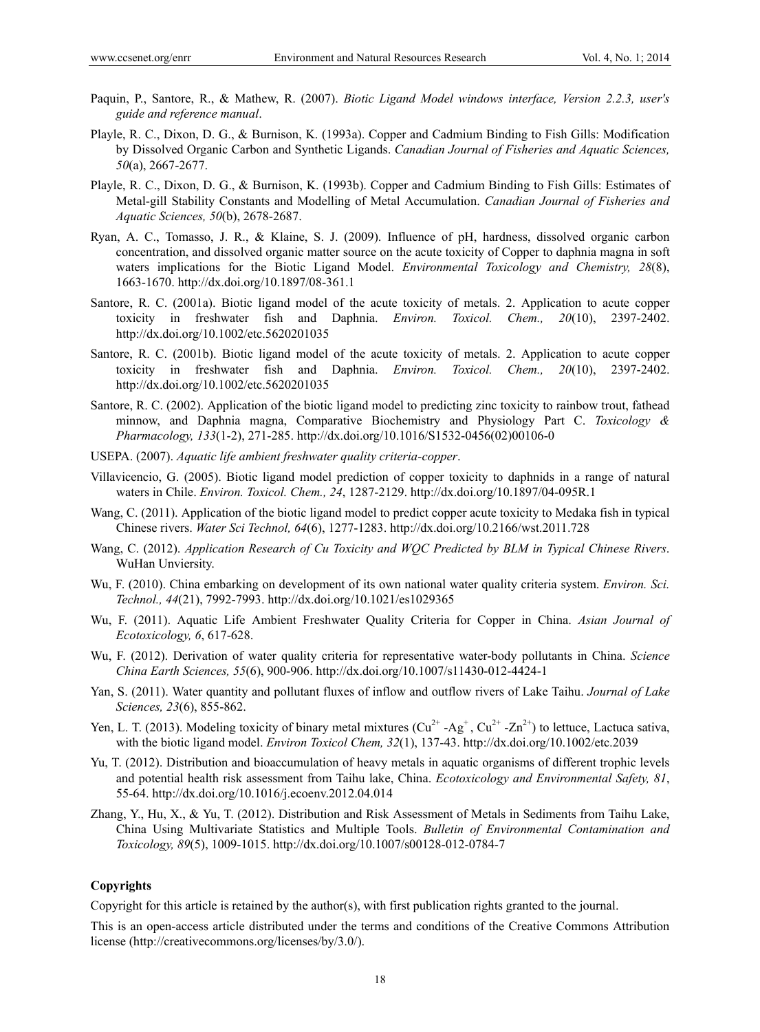Paquin, P., Santore, R., & Mathew, R. (2007). *Biotic Ligand Model windows interface, Version 2.2.3, user's guide and reference manual*.

Playle, R. C., Dixon, D. G., & Burnison, K. (1993a). Copper and Cadmium Binding to Fish Gills: Modification by Dissolved Organic Carbon and Synthetic Ligands. *Canadian Journal of Fisheries and Aquatic Sciences, 50*(a), 2667-2677.

Playle, R. C., Dixon, D. G., & Burnison, K. (1993b). Copper and Cadmium Binding to Fish Gills: Estimates of Metal-gill Stability Constants and Modelling of Metal Accumulation. *Canadian Journal of Fisheries and Aquatic Sciences, 50*(b), 2678-2687.

Ryan, A. C., Tomasso, J. R., & Klaine, S. J. (2009). Influence of pH, hardness, dissolved organic carbon concentration, and dissolved organic matter source on the acute toxicity of Copper to daphnia magna in soft waters implications for the Biotic Ligand Model. *Environmental Toxicology and Chemistry, 28*(8), 1663-1670. http://dx.doi.org/10.1897/08-361.1

Santore, R. C. (2001a). Biotic ligand model of the acute toxicity of metals. 2. Application to acute copper toxicity in freshwater fish and Daphnia. *Environ. Toxicol. Chem., 20*(10), 2397-2402. http://dx.doi.org/10.1002/etc.5620201035

Santore, R. C. (2001b). Biotic ligand model of the acute toxicity of metals. 2. Application to acute copper toxicity in freshwater fish and Daphnia. *Environ. Toxicol. Chem., 20*(10), 2397-2402. http://dx.doi.org/10.1002/etc.5620201035

Santore, R. C. (2002). Application of the biotic ligand model to predicting zinc toxicity to rainbow trout, fathead minnow, and Daphnia magna, Comparative Biochemistry and Physiology Part C. *Toxicology & Pharmacology, 133*(1-2), 271-285. http://dx.doi.org/10.1016/S1532-0456(02)00106-0

USEPA. (2007). *Aquatic life ambient freshwater quality criteria-copper*.

Villavicencio, G. (2005). Biotic ligand model prediction of copper toxicity to daphnids in a range of natural waters in Chile. *Environ. Toxicol. Chem., 24*, 1287-2129. http://dx.doi.org/10.1897/04-095R.1

Wang, C. (2011). Application of the biotic ligand model to predict copper acute toxicity to Medaka fish in typical Chinese rivers. *Water Sci Technol, 64*(6), 1277-1283. http://dx.doi.org/10.2166/wst.2011.728

Wang, C. (2012). *Application Research of Cu Toxicity and WQC Predicted by BLM in Typical Chinese Rivers*. WuHan Unviersity.

Wu, F. (2010). China embarking on development of its own national water quality criteria system. *Environ. Sci. Technol., 44*(21), 7992-7993. http://dx.doi.org/10.1021/es1029365

Wu, F. (2011). Aquatic Life Ambient Freshwater Quality Criteria for Copper in China. *Asian Journal of Ecotoxicology, 6*, 617-628.

Wu, F. (2012). Derivation of water quality criteria for representative water-body pollutants in China. *Science China Earth Sciences, 55*(6), 900-906. http://dx.doi.org/10.1007/s11430-012-4424-1

Yan, S. (2011). Water quantity and pollutant fluxes of inflow and outflow rivers of Lake Taihu. *Journal of Lake Sciences, 23*(6), 855-862.

Yen, L. T. (2013). Modeling toxicity of binary metal mixtures ($Cu^{2+}$ -$Ag^{+}$, $Cu^{2+}$ -$Zn^{2+}$) to lettuce, Lactuca sativa, with the biotic ligand model. *Environ Toxicol Chem, 32*(1), 137-43. http://dx.doi.org/10.1002/etc.2039

Yu, T. (2012). Distribution and bioaccumulation of heavy metals in aquatic organisms of different trophic levels and potential health risk assessment from Taihu lake, China. *Ecotoxicology and Environmental Safety, 81*, 55-64. http://dx.doi.org/10.1016/j.ecoenv.2012.04.014

Zhang, Y., Hu, X., & Yu, T. (2012). Distribution and Risk Assessment of Metals in Sediments from Taihu Lake, China Using Multivariate Statistics and Multiple Tools. *Bulletin of Environmental Contamination and Toxicology, 89*(5), 1009-1015. http://dx.doi.org/10.1007/s00128-012-0784-7

**Copyrights**

Copyright for this article is retained by the author(s), with first publication rights granted to the journal.

This is an open-access article distributed under the terms and conditions of the Creative Commons Attribution license (http://creativecommons.org/licenses/by/3.0/).